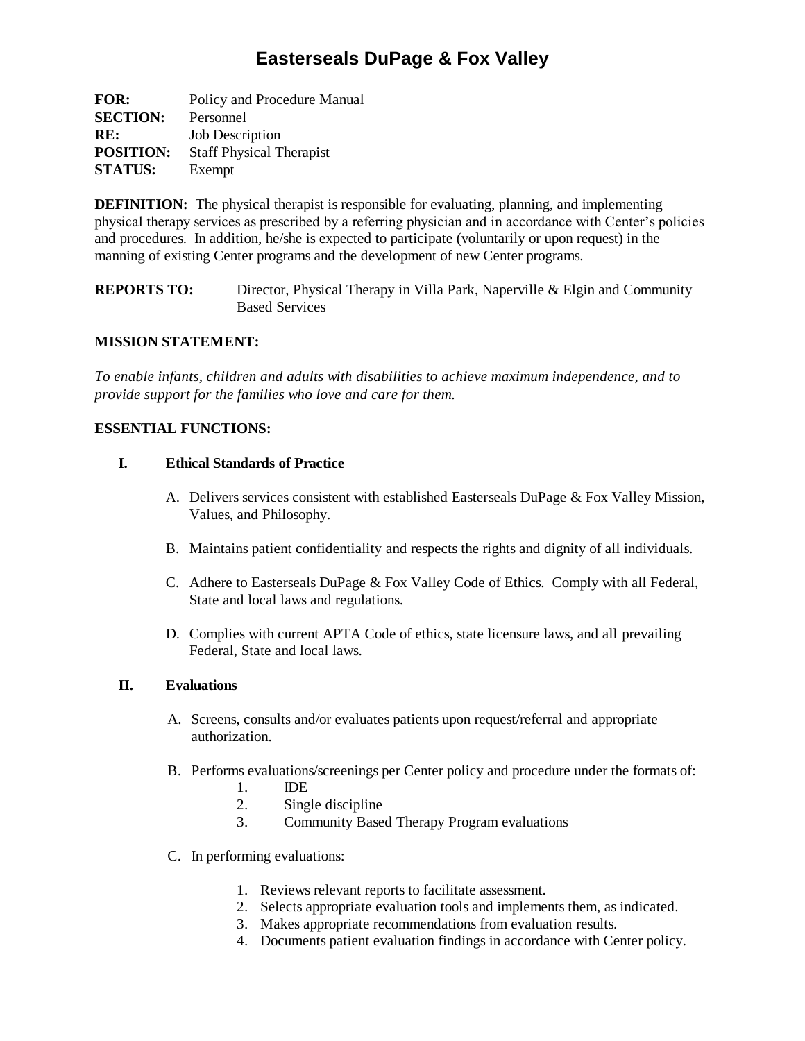# Easterseals DuPage & Fox Valley

**FOR:** Policy and Procedure Manual
**SECTION:** Personnel
**RE:** Job Description
**POSITION:** Staff Physical Therapist
**STATUS:** Exempt

**DEFINITION:** The physical therapist is responsible for evaluating, planning, and implementing physical therapy services as prescribed by a referring physician and in accordance with Center's policies and procedures. In addition, he/she is expected to participate (voluntarily or upon request) in the manning of existing Center programs and the development of new Center programs.

**REPORTS TO:** Director, Physical Therapy in Villa Park, Naperville & Elgin and Community Based Services

**MISSION STATEMENT:**

*To enable infants, children and adults with disabilities to achieve maximum independence, and to provide support for the families who love and care for them.*

**ESSENTIAL FUNCTIONS:**

**I. Ethical Standards of Practice**

A. Delivers services consistent with established Easterseals DuPage & Fox Valley Mission, Values, and Philosophy.

B. Maintains patient confidentiality and respects the rights and dignity of all individuals.

C. Adhere to Easterseals DuPage & Fox Valley Code of Ethics. Comply with all Federal, State and local laws and regulations.

D. Complies with current APTA Code of ethics, state licensure laws, and all prevailing Federal, State and local laws.

**II. Evaluations**

A. Screens, consults and/or evaluates patients upon request/referral and appropriate authorization.

B. Performs evaluations/screenings per Center policy and procedure under the formats of:
   1. IDE
   2. Single discipline
   3. Community Based Therapy Program evaluations

C. In performing evaluations:

   1. Reviews relevant reports to facilitate assessment.
   2. Selects appropriate evaluation tools and implements them, as indicated.
   3. Makes appropriate recommendations from evaluation results.
   4. Documents patient evaluation findings in accordance with Center policy.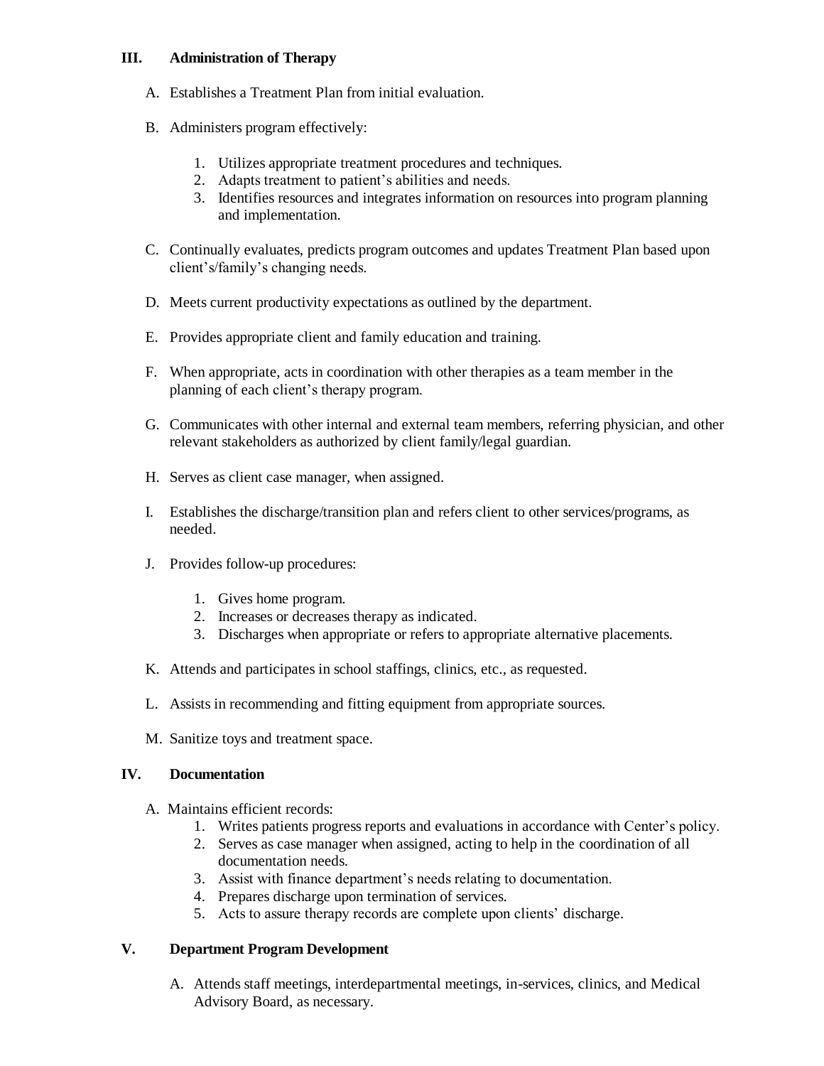## III. Administration of Therapy

A. Establishes a Treatment Plan from initial evaluation.

B. Administers program effectively:

   1. Utilizes appropriate treatment procedures and techniques.
   2. Adapts treatment to patient's abilities and needs.
   3. Identifies resources and integrates information on resources into program planning and implementation.

C. Continually evaluates, predicts program outcomes and updates Treatment Plan based upon client's/family's changing needs.

D. Meets current productivity expectations as outlined by the department.

E. Provides appropriate client and family education and training.

F. When appropriate, acts in coordination with other therapies as a team member in the planning of each client's therapy program.

G. Communicates with other internal and external team members, referring physician, and other relevant stakeholders as authorized by client family/legal guardian.

H. Serves as client case manager, when assigned.

I. Establishes the discharge/transition plan and refers client to other services/programs, as needed.

J. Provides follow-up procedures:

   1. Gives home program.
   2. Increases or decreases therapy as indicated.
   3. Discharges when appropriate or refers to appropriate alternative placements.

K. Attends and participates in school staffings, clinics, etc., as requested.

L. Assists in recommending and fitting equipment from appropriate sources.

M. Sanitize toys and treatment space.

## IV. Documentation

A. Maintains efficient records:

   1. Writes patients progress reports and evaluations in accordance with Center's policy.
   2. Serves as case manager when assigned, acting to help in the coordination of all documentation needs.
   3. Assist with finance department's needs relating to documentation.
   4. Prepares discharge upon termination of services.
   5. Acts to assure therapy records are complete upon clients' discharge.

## V. Department Program Development

A. Attends staff meetings, interdepartmental meetings, in-services, clinics, and Medical Advisory Board, as necessary.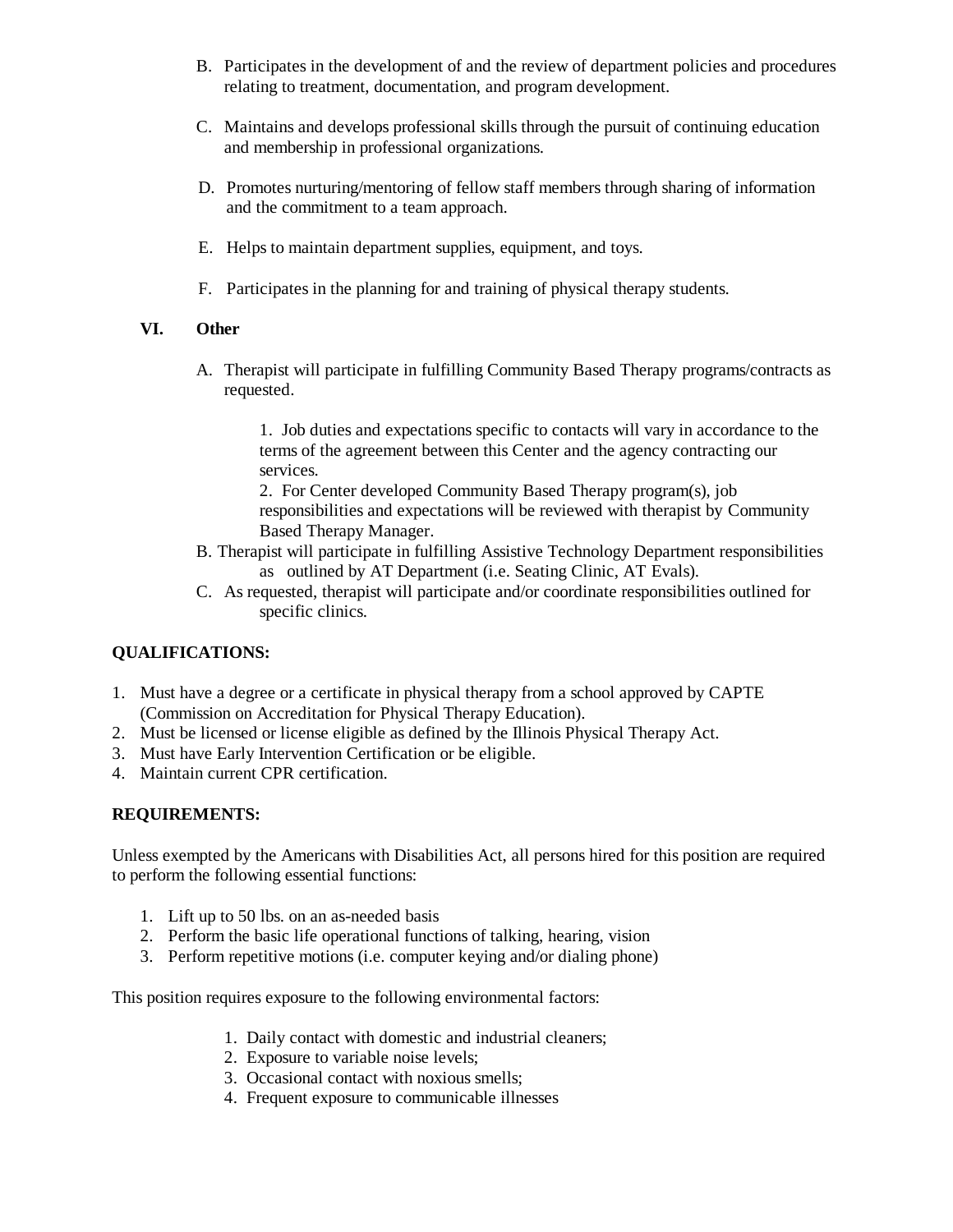B. Participates in the development of and the review of department policies and procedures relating to treatment, documentation, and program development.

C. Maintains and develops professional skills through the pursuit of continuing education and membership in professional organizations.

D. Promotes nurturing/mentoring of fellow staff members through sharing of information and the commitment to a team approach.

E. Helps to maintain department supplies, equipment, and toys.

F. Participates in the planning for and training of physical therapy students.

**VI. Other**

A. Therapist will participate in fulfilling Community Based Therapy programs/contracts as requested.

   1. Job duties and expectations specific to contacts will vary in accordance to the terms of the agreement between this Center and the agency contracting our services.
   2. For Center developed Community Based Therapy program(s), job responsibilities and expectations will be reviewed with therapist by Community Based Therapy Manager.

B. Therapist will participate in fulfilling Assistive Technology Department responsibilities as outlined by AT Department (i.e. Seating Clinic, AT Evals).

C. As requested, therapist will participate and/or coordinate responsibilities outlined for specific clinics.

**QUALIFICATIONS:**

1. Must have a degree or a certificate in physical therapy from a school approved by CAPTE (Commission on Accreditation for Physical Therapy Education).
2. Must be licensed or license eligible as defined by the Illinois Physical Therapy Act.
3. Must have Early Intervention Certification or be eligible.
4. Maintain current CPR certification.

**REQUIREMENTS:**

Unless exempted by the Americans with Disabilities Act, all persons hired for this position are required to perform the following essential functions:

1. Lift up to 50 lbs. on an as-needed basis
2. Perform the basic life operational functions of talking, hearing, vision
3. Perform repetitive motions (i.e. computer keying and/or dialing phone)

This position requires exposure to the following environmental factors:

1. Daily contact with domestic and industrial cleaners;
2. Exposure to variable noise levels;
3. Occasional contact with noxious smells;
4. Frequent exposure to communicable illnesses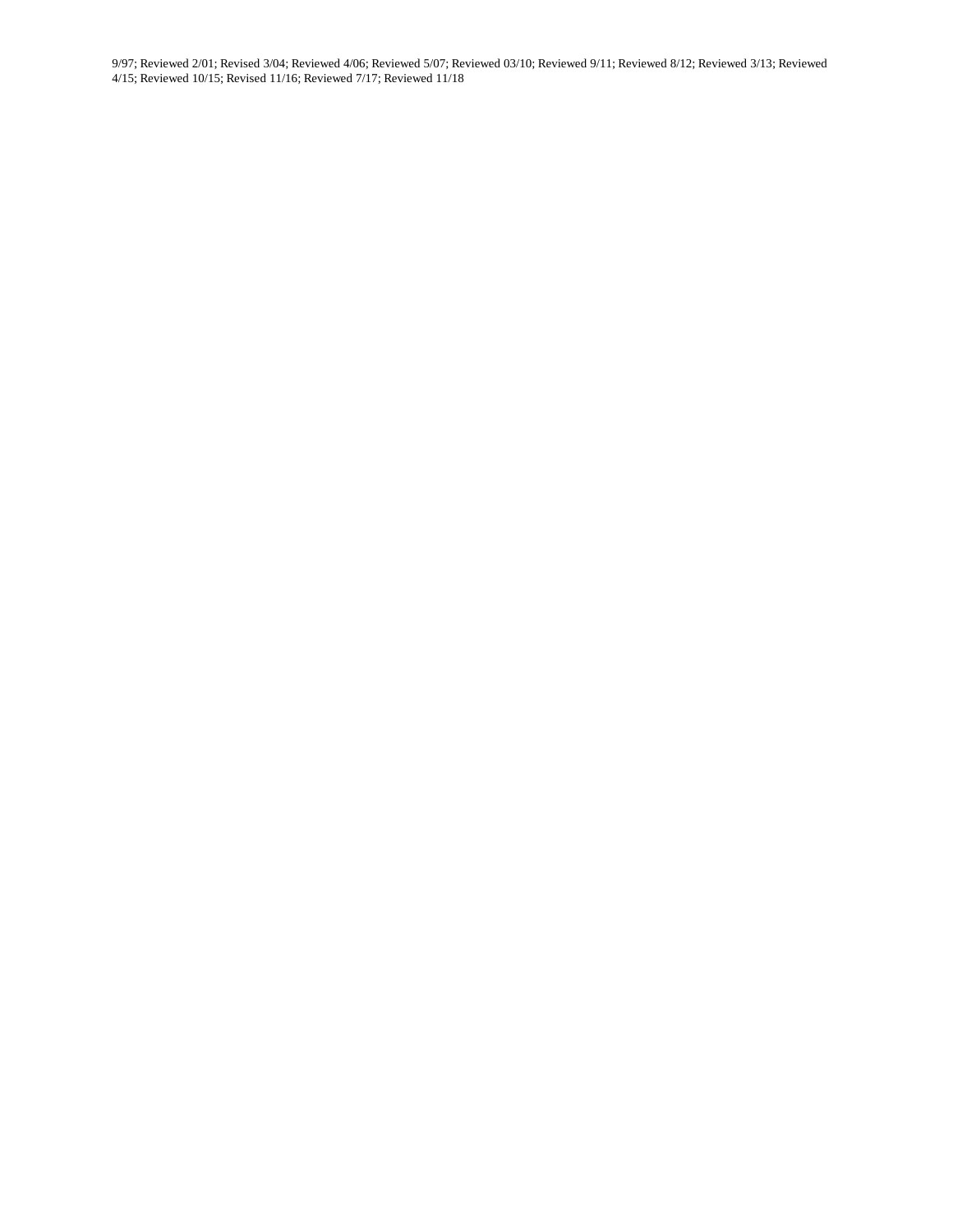9/97; Reviewed 2/01; Revised 3/04; Reviewed 4/06; Reviewed 5/07; Reviewed 03/10; Reviewed 9/11; Reviewed 8/12; Reviewed 3/13; Reviewed 4/15; Reviewed 10/15; Revised 11/16; Reviewed 7/17; Reviewed 11/18